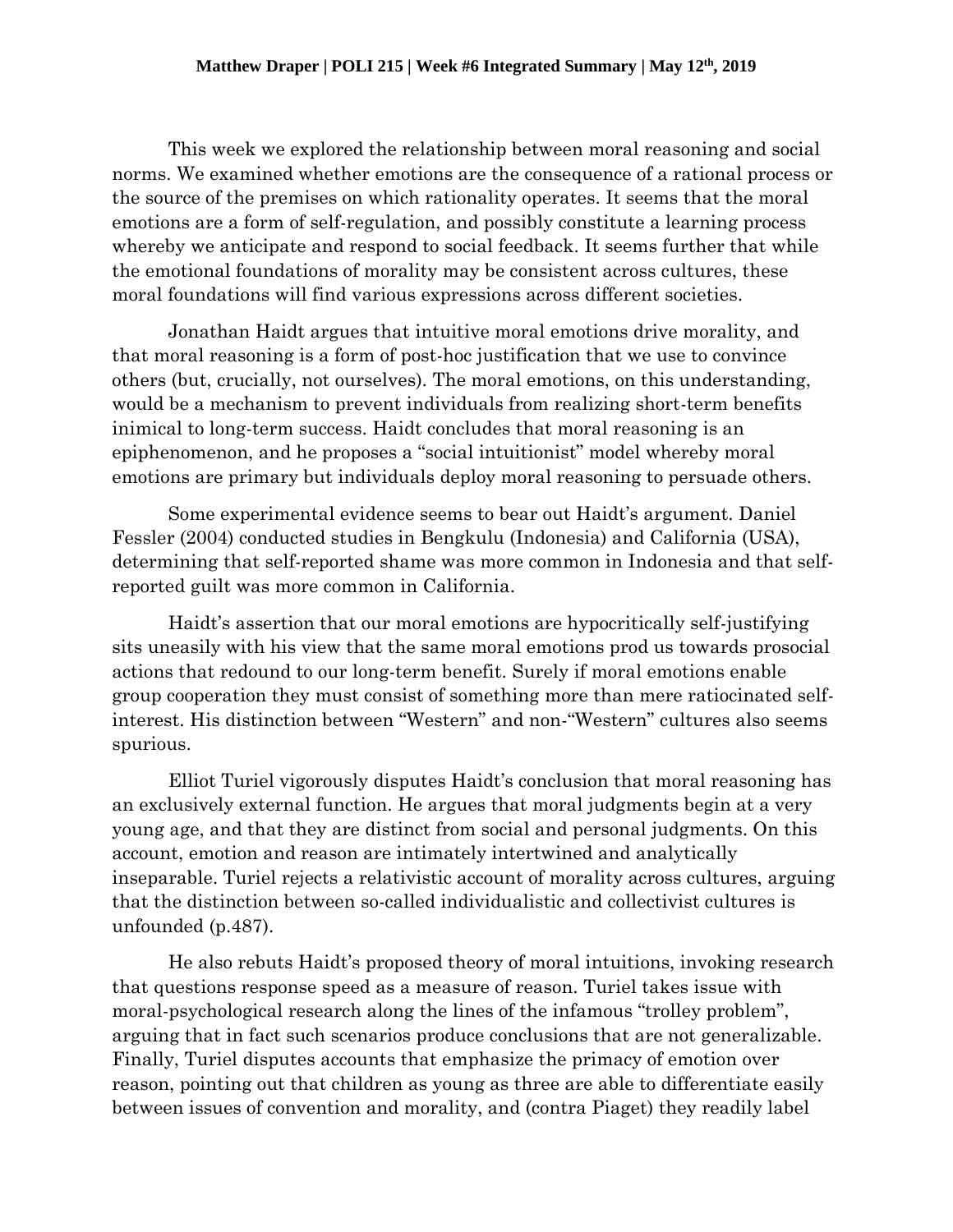**Matthew Draper | POLI 215 | Week #6 Integrated Summary | May 12th, 2019**

This week we explored the relationship between moral reasoning and social norms. We examined whether emotions are the consequence of a rational process or the source of the premises on which rationality operates. It seems that the moral emotions are a form of self-regulation, and possibly constitute a learning process whereby we anticipate and respond to social feedback. It seems further that while the emotional foundations of morality may be consistent across cultures, these moral foundations will find various expressions across different societies.

Jonathan Haidt argues that intuitive moral emotions drive morality, and that moral reasoning is a form of post-hoc justification that we use to convince others (but, crucially, not ourselves). The moral emotions, on this understanding, would be a mechanism to prevent individuals from realizing short-term benefits inimical to long-term success. Haidt concludes that moral reasoning is an epiphenomenon, and he proposes a "social intuitionist" model whereby moral emotions are primary but individuals deploy moral reasoning to persuade others.

Some experimental evidence seems to bear out Haidt's argument. Daniel Fessler (2004) conducted studies in Bengkulu (Indonesia) and California (USA), determining that self-reported shame was more common in Indonesia and that self-reported guilt was more common in California.

Haidt's assertion that our moral emotions are hypocritically self-justifying sits uneasily with his view that the same moral emotions prod us towards prosocial actions that redound to our long-term benefit. Surely if moral emotions enable group cooperation they must consist of something more than mere ratiocinated self-interest. His distinction between "Western" and non-"Western" cultures also seems spurious.

Elliot Turiel vigorously disputes Haidt's conclusion that moral reasoning has an exclusively external function. He argues that moral judgments begin at a very young age, and that they are distinct from social and personal judgments. On this account, emotion and reason are intimately intertwined and analytically inseparable. Turiel rejects a relativistic account of morality across cultures, arguing that the distinction between so-called individualistic and collectivist cultures is unfounded (p.487).

He also rebuts Haidt's proposed theory of moral intuitions, invoking research that questions response speed as a measure of reason. Turiel takes issue with moral-psychological research along the lines of the infamous "trolley problem", arguing that in fact such scenarios produce conclusions that are not generalizable. Finally, Turiel disputes accounts that emphasize the primacy of emotion over reason, pointing out that children as young as three are able to differentiate easily between issues of convention and morality, and (contra Piaget) they readily label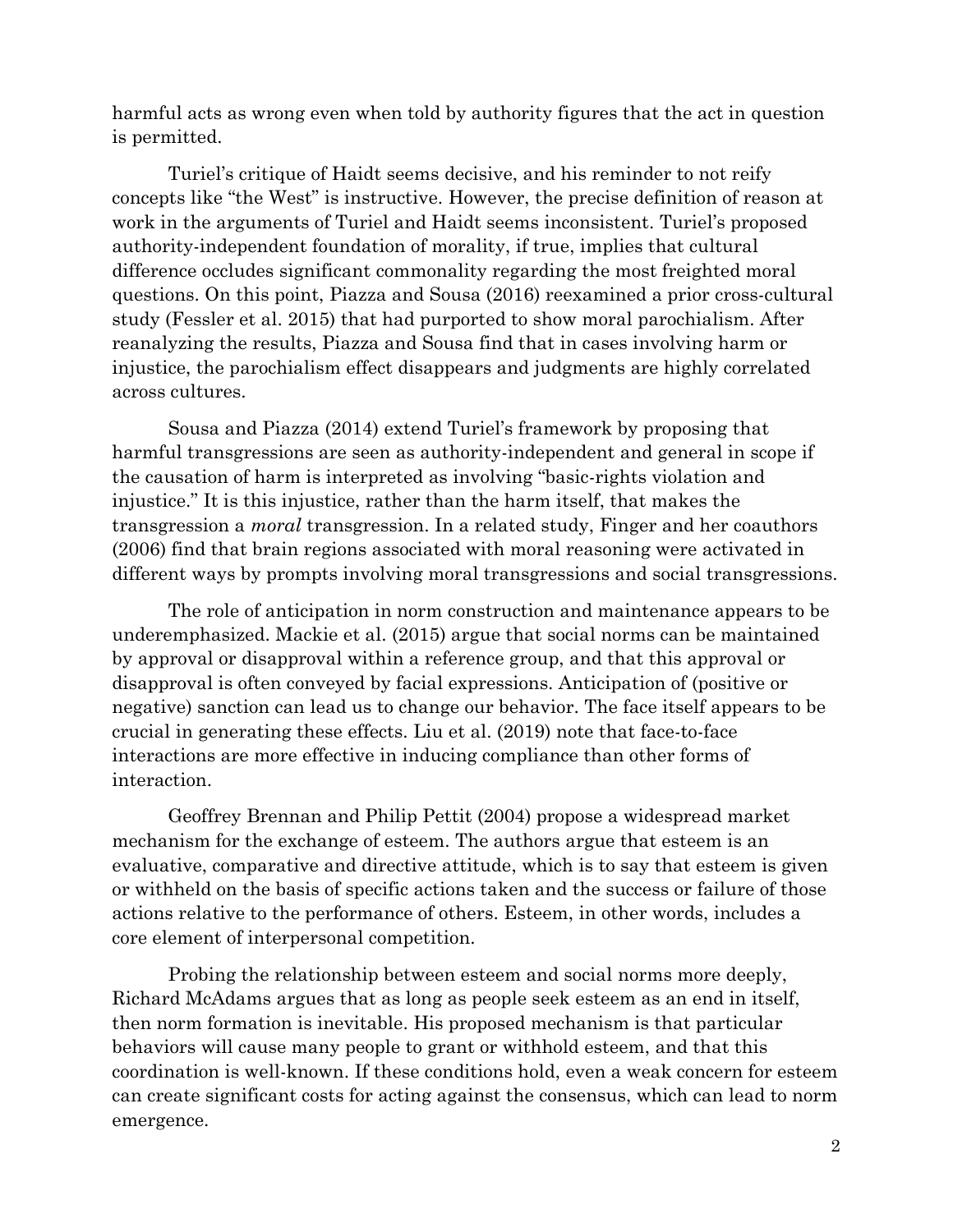harmful acts as wrong even when told by authority figures that the act in question is permitted.

Turiel's critique of Haidt seems decisive, and his reminder to not reify concepts like "the West" is instructive. However, the precise definition of reason at work in the arguments of Turiel and Haidt seems inconsistent. Turiel's proposed authority-independent foundation of morality, if true, implies that cultural difference occludes significant commonality regarding the most freighted moral questions. On this point, Piazza and Sousa (2016) reexamined a prior cross-cultural study (Fessler et al. 2015) that had purported to show moral parochialism. After reanalyzing the results, Piazza and Sousa find that in cases involving harm or injustice, the parochialism effect disappears and judgments are highly correlated across cultures.

Sousa and Piazza (2014) extend Turiel's framework by proposing that harmful transgressions are seen as authority-independent and general in scope if the causation of harm is interpreted as involving "basic-rights violation and injustice." It is this injustice, rather than the harm itself, that makes the transgression a *moral* transgression. In a related study, Finger and her coauthors (2006) find that brain regions associated with moral reasoning were activated in different ways by prompts involving moral transgressions and social transgressions.

The role of anticipation in norm construction and maintenance appears to be underemphasized. Mackie et al. (2015) argue that social norms can be maintained by approval or disapproval within a reference group, and that this approval or disapproval is often conveyed by facial expressions. Anticipation of (positive or negative) sanction can lead us to change our behavior. The face itself appears to be crucial in generating these effects. Liu et al. (2019) note that face-to-face interactions are more effective in inducing compliance than other forms of interaction.

Geoffrey Brennan and Philip Pettit (2004) propose a widespread market mechanism for the exchange of esteem. The authors argue that esteem is an evaluative, comparative and directive attitude, which is to say that esteem is given or withheld on the basis of specific actions taken and the success or failure of those actions relative to the performance of others. Esteem, in other words, includes a core element of interpersonal competition.

Probing the relationship between esteem and social norms more deeply, Richard McAdams argues that as long as people seek esteem as an end in itself, then norm formation is inevitable. His proposed mechanism is that particular behaviors will cause many people to grant or withhold esteem, and that this coordination is well-known. If these conditions hold, even a weak concern for esteem can create significant costs for acting against the consensus, which can lead to norm emergence.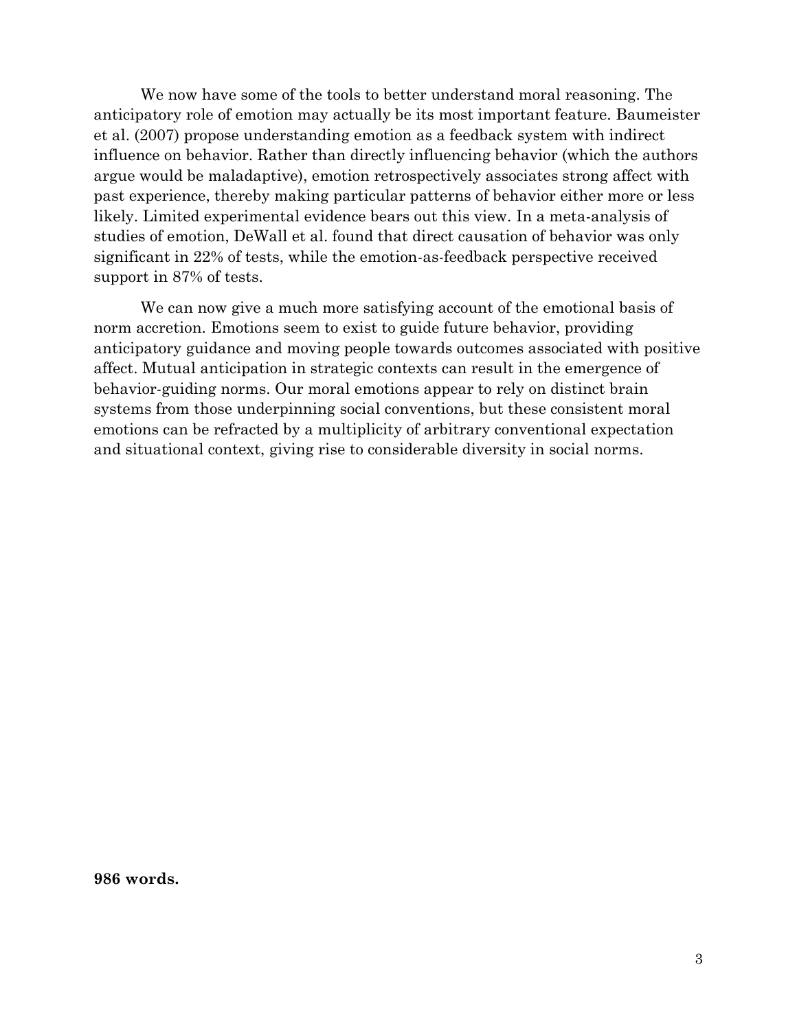We now have some of the tools to better understand moral reasoning. The anticipatory role of emotion may actually be its most important feature. Baumeister et al. (2007) propose understanding emotion as a feedback system with indirect influence on behavior. Rather than directly influencing behavior (which the authors argue would be maladaptive), emotion retrospectively associates strong affect with past experience, thereby making particular patterns of behavior either more or less likely. Limited experimental evidence bears out this view. In a meta-analysis of studies of emotion, DeWall et al. found that direct causation of behavior was only significant in 22% of tests, while the emotion-as-feedback perspective received support in 87% of tests.

We can now give a much more satisfying account of the emotional basis of norm accretion. Emotions seem to exist to guide future behavior, providing anticipatory guidance and moving people towards outcomes associated with positive affect. Mutual anticipation in strategic contexts can result in the emergence of behavior-guiding norms. Our moral emotions appear to rely on distinct brain systems from those underpinning social conventions, but these consistent moral emotions can be refracted by a multiplicity of arbitrary conventional expectation and situational context, giving rise to considerable diversity in social norms.

**986 words.**